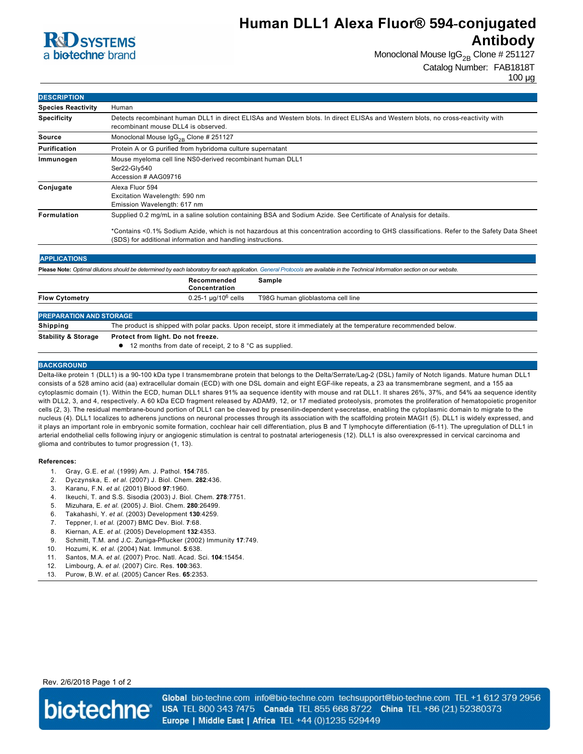# Human DLL1 Alexa Fluor® 594-conjugated Antibody

Monoclonal Mouse $IgG_{2B}$ Clone # 251127

Catalog Number: FAB1818T

100 µg

## DESCRIPTION

| | |
|---|---|
| **Species Reactivity** | Human |
| **Specificity** | Detects recombinant human DLL1 in direct ELISAs and Western blots. In direct ELISAs and Western blots, no cross-reactivity with recombinant mouse DLL4 is observed. |
| **Source** | Monoclonal Mouse $IgG_{2B}$ Clone # 251127 |
| **Purification** | Protein A or G purified from hybridoma culture supernatant |
| **Immunogen** | Mouse myeloma cell line NS0-derived recombinant human DLL1<br>Ser22-Gly540<br>Accession # AAG09716 |
| **Conjugate** | Alexa Fluor 594<br>Excitation Wavelength: 590 nm<br>Emission Wavelength: 617 nm |
| **Formulation** | Supplied 0.2 mg/mL in a saline solution containing BSA and Sodium Azide. See Certificate of Analysis for details.<br><br>*Contains <0.1% Sodium Azide, which is not hazardous at this concentration according to GHS classifications. Refer to the Safety Data Sheet (SDS) for additional information and handling instructions. |

## APPLICATIONS

**Please Note:** *Optimal dilutions should be determined by each laboratory for each application. General Protocols are available in the Technical Information section on our website.*

| | Recommended Concentration | Sample |
|---|---|---|
| **Flow Cytometry** | 0.25-1 µg/$10^6$ cells | T98G human glioblastoma cell line |

## PREPARATION AND STORAGE

| | |
|---|---|
| **Shipping** | The product is shipped with polar packs. Upon receipt, store it immediately at the temperature recommended below. |
| **Stability & Storage** | **Protect from light. Do not freeze.**<br>● 12 months from date of receipt, 2 to 8 °C as supplied. |

## BACKGROUND

Delta-like protein 1 (DLL1) is a 90-100 kDa type I transmembrane protein that belongs to the Delta/Serrate/Lag-2 (DSL) family of Notch ligands. Mature human DLL1 consists of a 528 amino acid (aa) extracellular domain (ECD) with one DSL domain and eight EGF-like repeats, a 23 aa transmembrane segment, and a 155 aa cytoplasmic domain (1). Within the ECD, human DLL1 shares 91% aa sequence identity with mouse and rat DLL1. It shares 26%, 37%, and 54% aa sequence identity with DLL2, 3, and 4, respectively. A 60 kDa ECD fragment released by ADAM9, 12, or 17 mediated proteolysis, promotes the proliferation of hematopoietic progenitor cells (2, 3). The residual membrane-bound portion of DLL1 can be cleaved by presenilin-dependent γ-secretase, enabling the cytoplasmic domain to migrate to the nucleus (4). DLL1 localizes to adherens junctions on neuronal processes through its association with the scaffolding protein MAGI1 (5). DLL1 is widely expressed, and it plays an important role in embryonic somite formation, cochlear hair cell differentiation, plus B and T lymphocyte differentiation (6-11). The upregulation of DLL1 in arterial endothelial cells following injury or angiogenic stimulation is central to postnatal arteriogenesis (12). DLL1 is also overexpressed in cervical carcinoma and glioma and contributes to tumor progression (1, 13).

**References:**

1. Gray, G.E. *et al.* (1999) Am. J. Pathol. **154**:785.
2. Dyczynska, E. *et al.* (2007) J. Biol. Chem. **282**:436.
3. Karanu, F.N. *et al.* (2001) Blood **97**:1960.
4. Ikeuchi, T. and S.S. Sisodia (2003) J. Biol. Chem. **278**:7751.
5. Mizuhara, E. *et al.* (2005) J. Biol. Chem. **280**:26499.
6. Takahashi, Y. *et al.* (2003) Development **130**:4259.
7. Teppner, I. *et al.* (2007) BMC Dev. Biol. **7**:68.
8. Kiernan, A.E. *et al.* (2005) Development **132**:4353.
9. Schmitt, T.M. and J.C. Zuniga-Pflucker (2002) Immunity **17**:749.
10. Hozumi, K. *et al.* (2004) Nat. Immunol. **5**:638.
11. Santos, M.A. *et al.* (2007) Proc. Natl. Acad. Sci. **104**:15454.
12. Limbourg, A. *et al.* (2007) Circ. Res. **100**:363.
13. Purow, B.W. *et al.* (2005) Cancer Res. **65**:2353.

Rev. 2/6/2018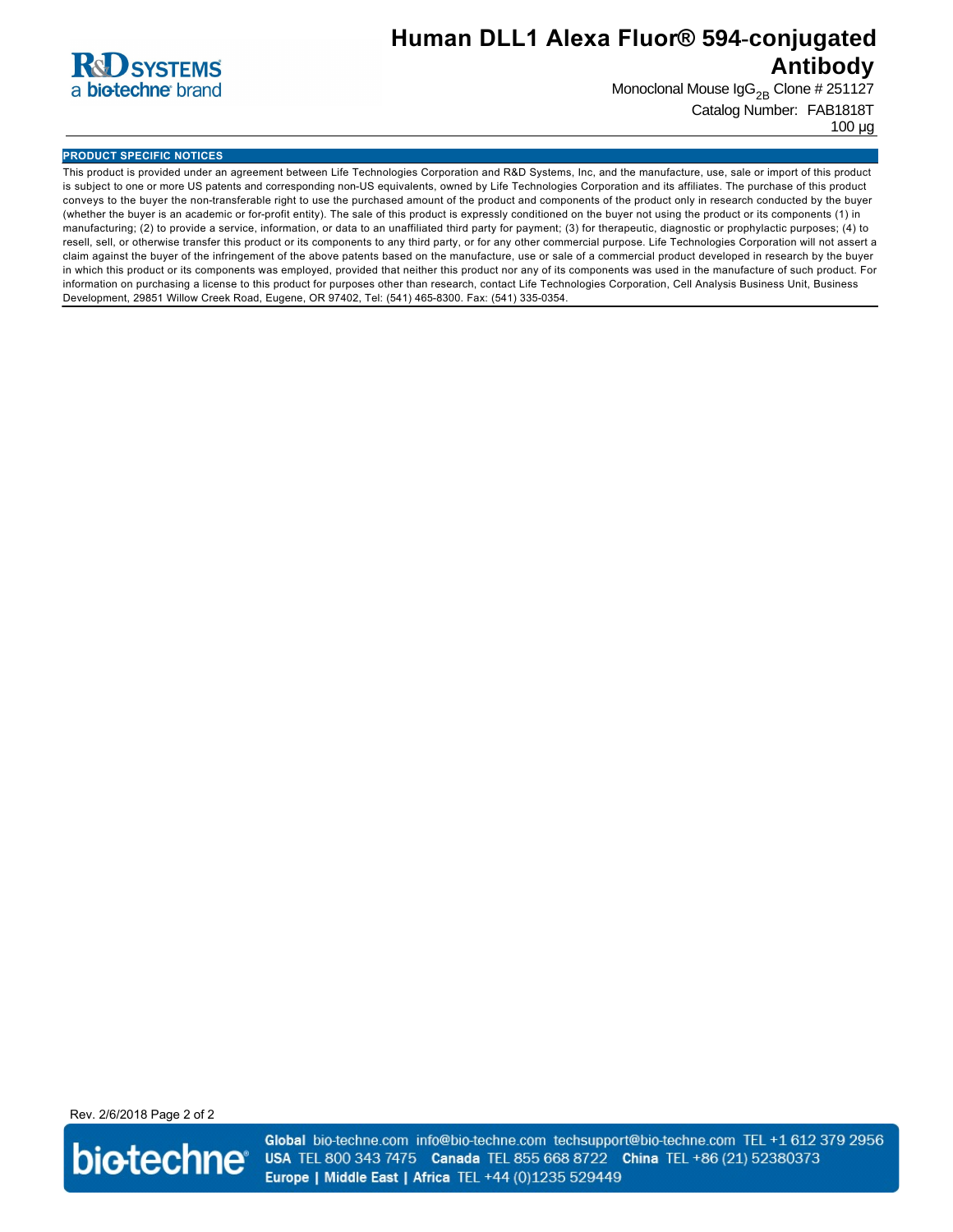# Human DLL1 Alexa Fluor® 594-conjugated Antibody

Monoclonal Mouse $IgG_{2B}$ Clone # 251127

Catalog Number: FAB1818T

100 µg

## PRODUCT SPECIFIC NOTICES

This product is provided under an agreement between Life Technologies Corporation and R&D Systems, Inc, and the manufacture, use, sale or import of this product is subject to one or more US patents and corresponding non-US equivalents, owned by Life Technologies Corporation and its affiliates. The purchase of this product conveys to the buyer the non-transferable right to use the purchased amount of the product and components of the product only in research conducted by the buyer (whether the buyer is an academic or for-profit entity). The sale of this product is expressly conditioned on the buyer not using the product or its components (1) in manufacturing; (2) to provide a service, information, or data to an unaffiliated third party for payment; (3) for therapeutic, diagnostic or prophylactic purposes; (4) to resell, sell, or otherwise transfer this product or its components to any third party, or for any other commercial purpose. Life Technologies Corporation will not assert a claim against the buyer of the infringement of the above patents based on the manufacture, use or sale of a commercial product developed in research by the buyer in which this product or its components was employed, provided that neither this product nor any of its components was used in the manufacture of such product. For information on purchasing a license to this product for purposes other than research, contact Life Technologies Corporation, Cell Analysis Business Unit, Business Development, 29851 Willow Creek Road, Eugene, OR 97402, Tel: (541) 465-8300. Fax: (541) 335-0354.

Rev. 2/6/2018

**Global** bio-techne.com info@bio-techne.com techsupport@bio-techne.com TEL +1 612 379 2956
**USA** TEL 800 343 7475 **Canada** TEL 855 668 8722 **China** TEL +86 (21) 52380373
**Europe | Middle East | Africa** TEL +44 (0)1235 529449